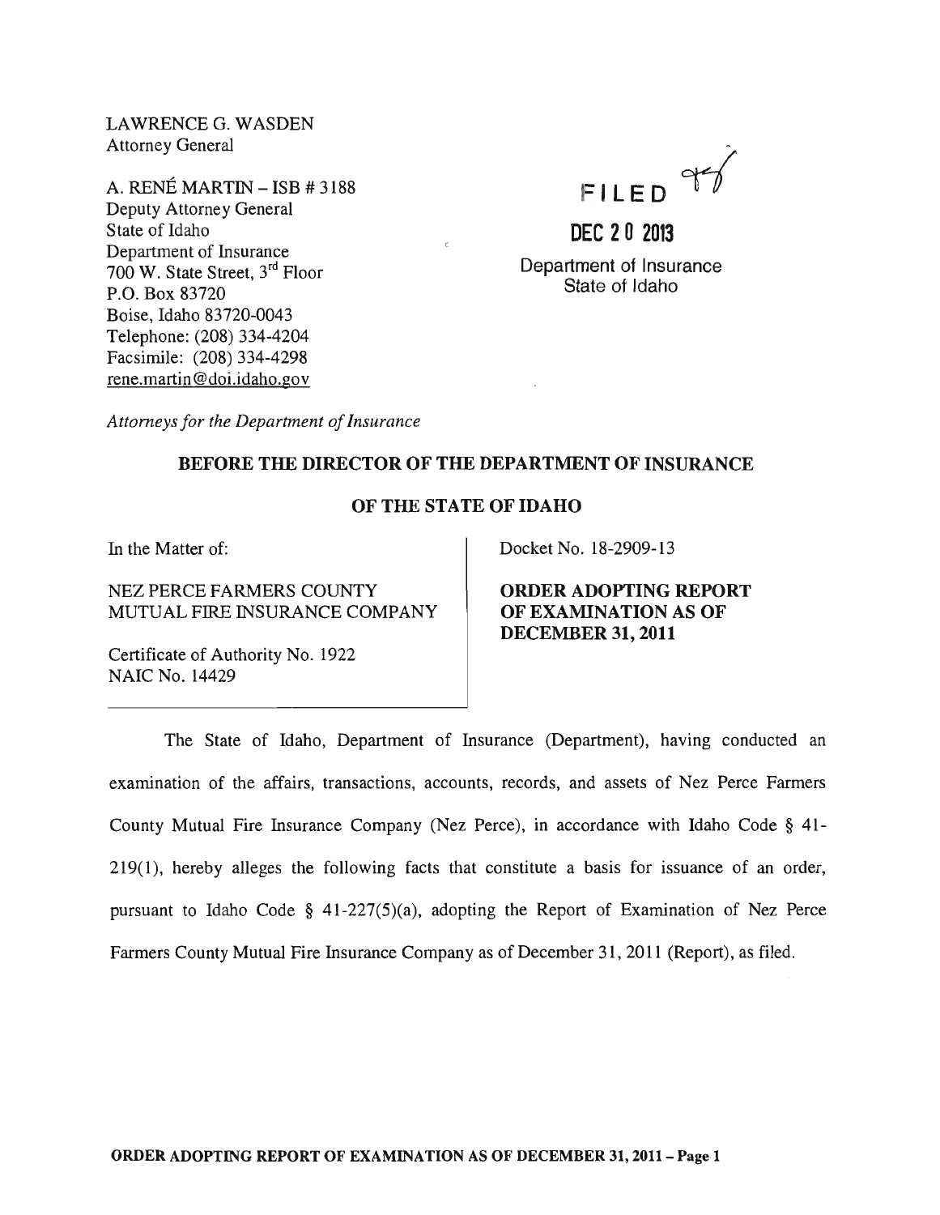LAWRENCE G. WASDEN
Attorney General

A. RENÉ MARTIN – ISB # 3188
Deputy Attorney General
State of Idaho
Department of Insurance
700 W. State Street, 3rd Floor
P.O. Box 83720
Boise, Idaho 83720-0043
Telephone: (208) 334-4204
Facsimile: (208) 334-4298
rene.martin@doi.idaho.gov

FILED

DEC 20 2013

Department of Insurance
State of Idaho

*Attorneys for the Department of Insurance*

**BEFORE THE DIRECTOR OF THE DEPARTMENT OF INSURANCE**

**OF THE STATE OF IDAHO**

| In the Matter of: NEZ PERCE FARMERS COUNTY MUTUAL FIRE INSURANCE COMPANY Certificate of Authority No. 1922 NAIC No. 14429 | Docket No. 18-2909-13 **ORDER ADOPTING REPORT OF EXAMINATION AS OF DECEMBER 31, 2011** |
|---|---|

The State of Idaho, Department of Insurance (Department), having conducted an examination of the affairs, transactions, accounts, records, and assets of Nez Perce Farmers County Mutual Fire Insurance Company (Nez Perce), in accordance with Idaho Code § 41-219(1), hereby alleges the following facts that constitute a basis for issuance of an order, pursuant to Idaho Code § 41-227(5)(a), adopting the Report of Examination of Nez Perce Farmers County Mutual Fire Insurance Company as of December 31, 2011 (Report), as filed.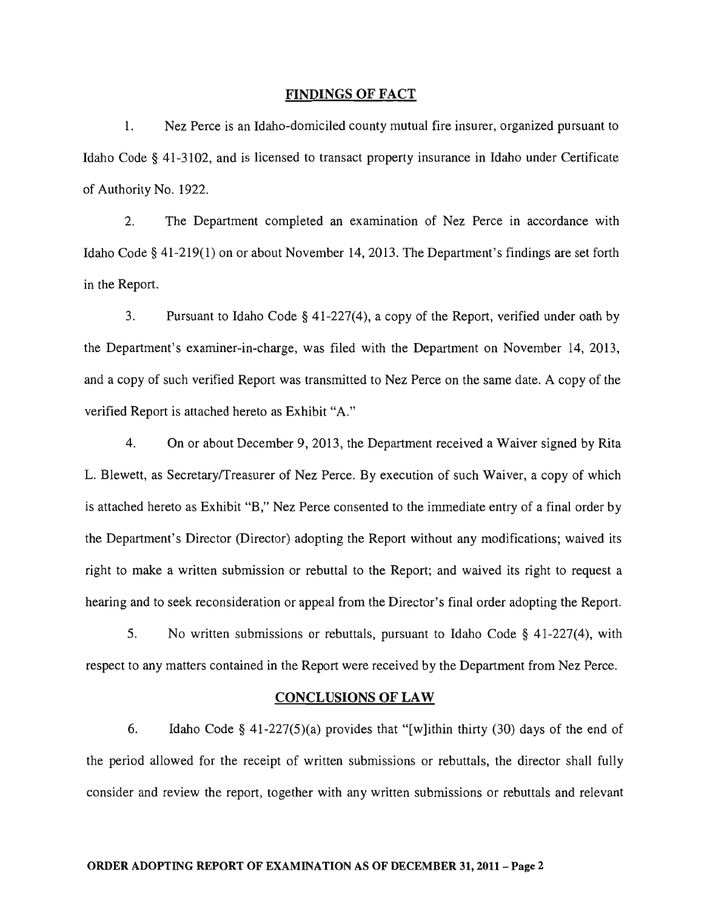## FINDINGS OF FACT

1. Nez Perce is an Idaho-domiciled county mutual fire insurer, organized pursuant to Idaho Code § 41-3102, and is licensed to transact property insurance in Idaho under Certificate of Authority No. 1922.

2. The Department completed an examination of Nez Perce in accordance with Idaho Code § 41-219(1) on or about November 14, 2013. The Department's findings are set forth in the Report.

3. Pursuant to Idaho Code § 41-227(4), a copy of the Report, verified under oath by the Department's examiner-in-charge, was filed with the Department on November 14, 2013, and a copy of such verified Report was transmitted to Nez Perce on the same date. A copy of the verified Report is attached hereto as Exhibit "A."

4. On or about December 9, 2013, the Department received a Waiver signed by Rita L. Blewett, as Secretary/Treasurer of Nez Perce. By execution of such Waiver, a copy of which is attached hereto as Exhibit "B," Nez Perce consented to the immediate entry of a final order by the Department's Director (Director) adopting the Report without any modifications; waived its right to make a written submission or rebuttal to the Report; and waived its right to request a hearing and to seek reconsideration or appeal from the Director's final order adopting the Report.

5. No written submissions or rebuttals, pursuant to Idaho Code § 41-227(4), with respect to any matters contained in the Report were received by the Department from Nez Perce.

## CONCLUSIONS OF LAW

6. Idaho Code § 41-227(5)(a) provides that "[w]ithin thirty (30) days of the end of the period allowed for the receipt of written submissions or rebuttals, the director shall fully consider and review the report, together with any written submissions or rebuttals and relevant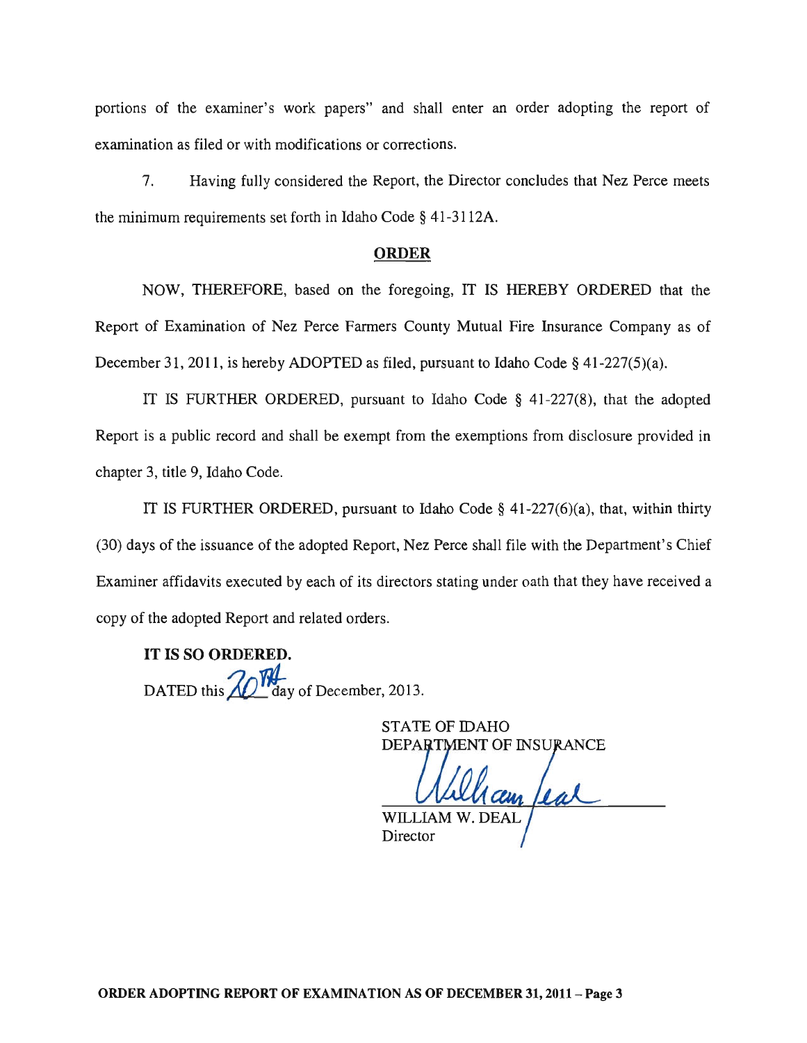portions of the examiner's work papers" and shall enter an order adopting the report of examination as filed or with modifications or corrections.

7. Having fully considered the Report, the Director concludes that Nez Perce meets the minimum requirements set forth in Idaho Code § 41-3112A.

## ORDER

NOW, THEREFORE, based on the foregoing, IT IS HEREBY ORDERED that the Report of Examination of Nez Perce Farmers County Mutual Fire Insurance Company as of December 31, 2011, is hereby ADOPTED as filed, pursuant to Idaho Code § 41-227(5)(a).

IT IS FURTHER ORDERED, pursuant to Idaho Code § 41-227(8), that the adopted Report is a public record and shall be exempt from the exemptions from disclosure provided in chapter 3, title 9, Idaho Code.

IT IS FURTHER ORDERED, pursuant to Idaho Code § 41-227(6)(a), that, within thirty (30) days of the issuance of the adopted Report, Nez Perce shall file with the Department's Chief Examiner affidavits executed by each of its directors stating under oath that they have received a copy of the adopted Report and related orders.

**IT IS SO ORDERED.**

DATED this 20TH day of December, 2013.

STATE OF IDAHO
DEPARTMENT OF INSURANCE

William Deal

WILLIAM W. DEAL
Director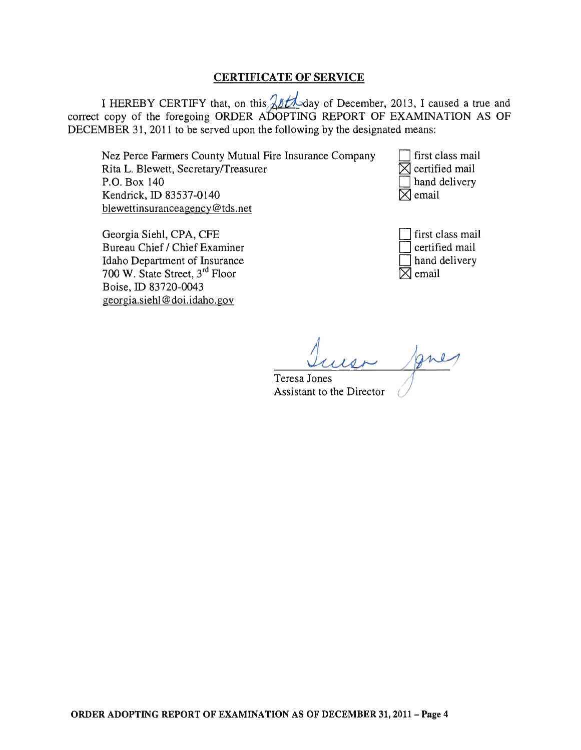## CERTIFICATE OF SERVICE

I HEREBY CERTIFY that, on this 20th day of December, 2013, I caused a true and correct copy of the foregoing ORDER ADOPTING REPORT OF EXAMINATION AS OF DECEMBER 31, 2011 to be served upon the following by the designated means:

Nez Perce Farmers County Mutual Fire Insurance Company
Rita L. Blewett, Secretary/Treasurer
P.O. Box 140
Kendrick, ID 83537-0140
blewettinsuranceagency@tds.net

☐ first class mail
☒ certified mail
☐ hand delivery
☒ email

Georgia Siehl, CPA, CFE
Bureau Chief / Chief Examiner
Idaho Department of Insurance
700 W. State Street, 3rd Floor
Boise, ID 83720-0043
georgia.siehl@doi.idaho.gov

☐ first class mail
☐ certified mail
☐ hand delivery
☒ email

Teresa Jones
Assistant to the Director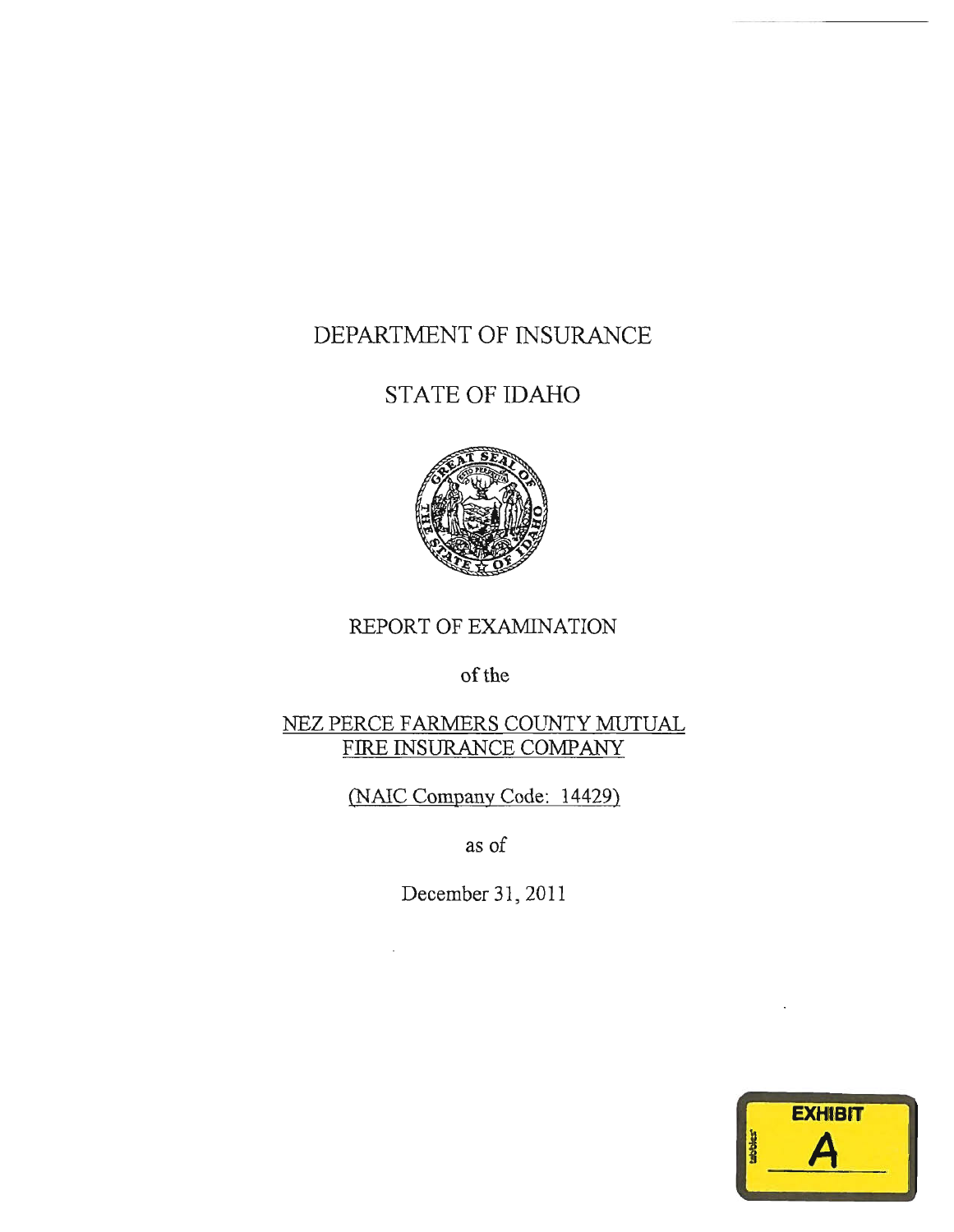DEPARTMENT OF INSURANCE

STATE OF IDAHO

REPORT OF EXAMINATION

of the

NEZ PERCE FARMERS COUNTY MUTUAL FIRE INSURANCE COMPANY

(NAIC Company Code: 14429)

as of

December 31, 2011

EXHIBIT

A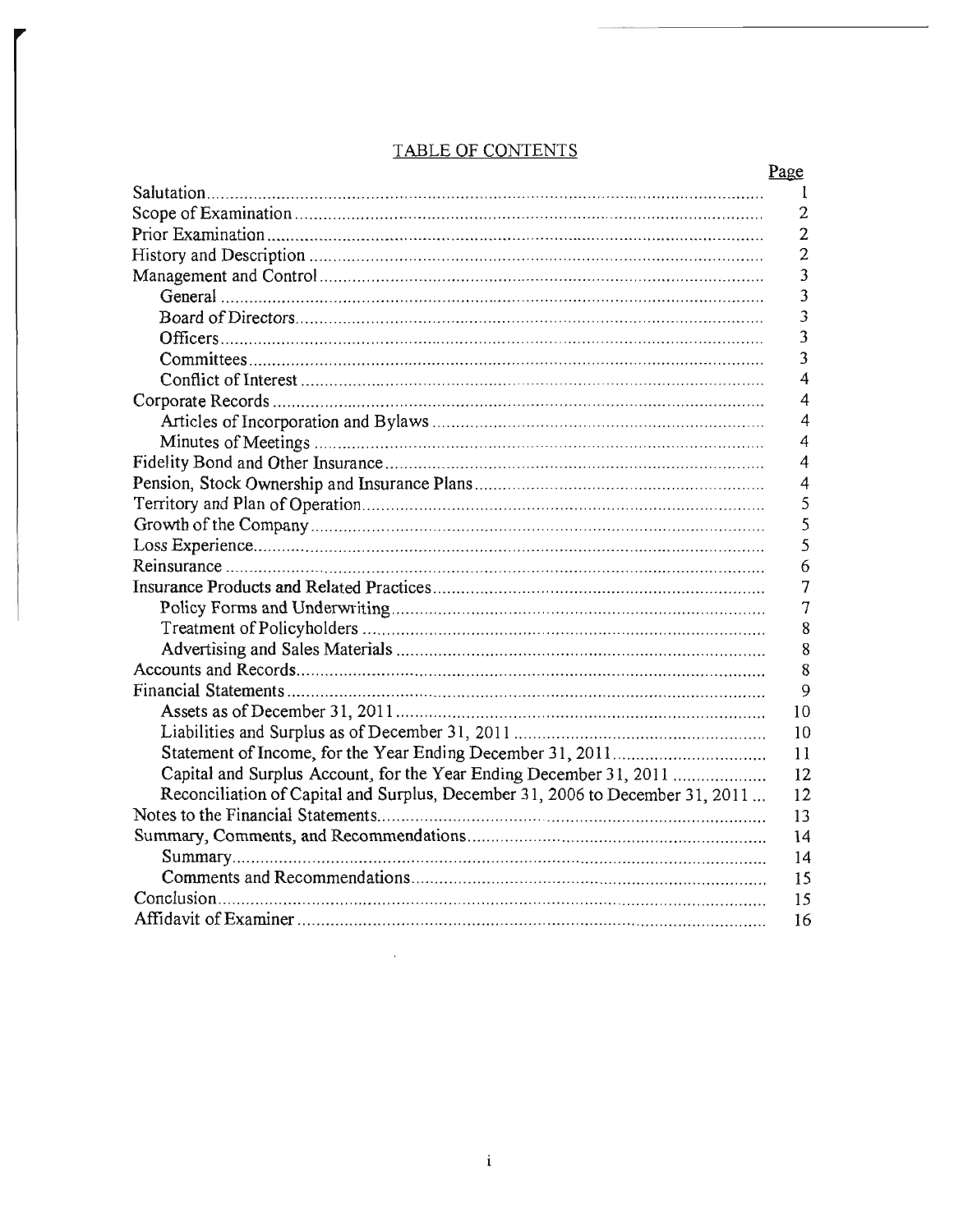# TABLE OF CONTENTS

| | Page |
|---|---|
| Salutation | 1 |
| Scope of Examination | 2 |
| Prior Examination | 2 |
| History and Description | 2 |
| Management and Control | 3 |
| General | 3 |
| Board of Directors | 3 |
| Officers | 3 |
| Committees | 3 |
| Conflict of Interest | 4 |
| Corporate Records | 4 |
| Articles of Incorporation and Bylaws | 4 |
| Minutes of Meetings | 4 |
| Fidelity Bond and Other Insurance | 4 |
| Pension, Stock Ownership and Insurance Plans | 4 |
| Territory and Plan of Operation | 5 |
| Growth of the Company | 5 |
| Loss Experience | 5 |
| Reinsurance | 6 |
| Insurance Products and Related Practices | 7 |
| Policy Forms and Underwriting | 7 |
| Treatment of Policyholders | 8 |
| Advertising and Sales Materials | 8 |
| Accounts and Records | 8 |
| Financial Statements | 9 |
| Assets as of December 31, 2011 | 10 |
| Liabilities and Surplus as of December 31, 2011 | 10 |
| Statement of Income, for the Year Ending December 31, 2011 | 11 |
| Capital and Surplus Account, for the Year Ending December 31, 2011 | 12 |
| Reconciliation of Capital and Surplus, December 31, 2006 to December 31, 2011 | 12 |
| Notes to the Financial Statements | 13 |
| Summary, Comments, and Recommendations | 14 |
| Summary | 14 |
| Comments and Recommendations | 15 |
| Conclusion | 15 |
| Affidavit of Examiner | 16 |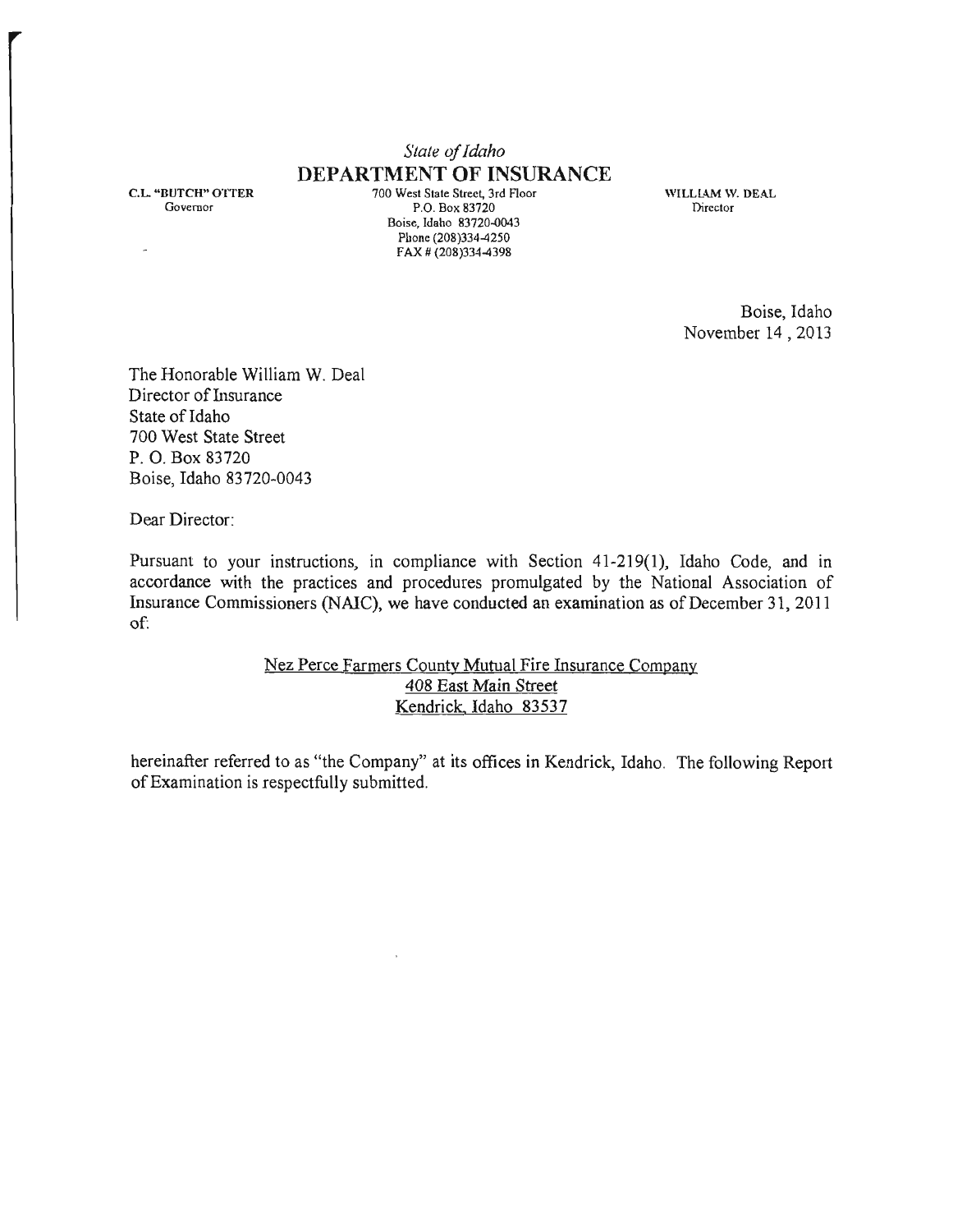*State of Idaho*

**DEPARTMENT OF INSURANCE**

C.L. "BUTCH" OTTER
Governor

700 West State Street, 3rd Floor
P.O. Box 83720
Boise, Idaho 83720-0043
Phone (208)334-4250
FAX # (208)334-4398

WILLIAM W. DEAL
Director

Boise, Idaho
November 14, 2013

The Honorable William W. Deal
Director of Insurance
State of Idaho
700 West State Street
P. O. Box 83720
Boise, Idaho 83720-0043

Dear Director:

Pursuant to your instructions, in compliance with Section 41-219(1), Idaho Code, and in accordance with the practices and procedures promulgated by the National Association of Insurance Commissioners (NAIC), we have conducted an examination as of December 31, 2011 of:

Nez Perce Farmers County Mutual Fire Insurance Company
408 East Main Street
Kendrick, Idaho 83537

hereinafter referred to as "the Company" at its offices in Kendrick, Idaho. The following Report of Examination is respectfully submitted.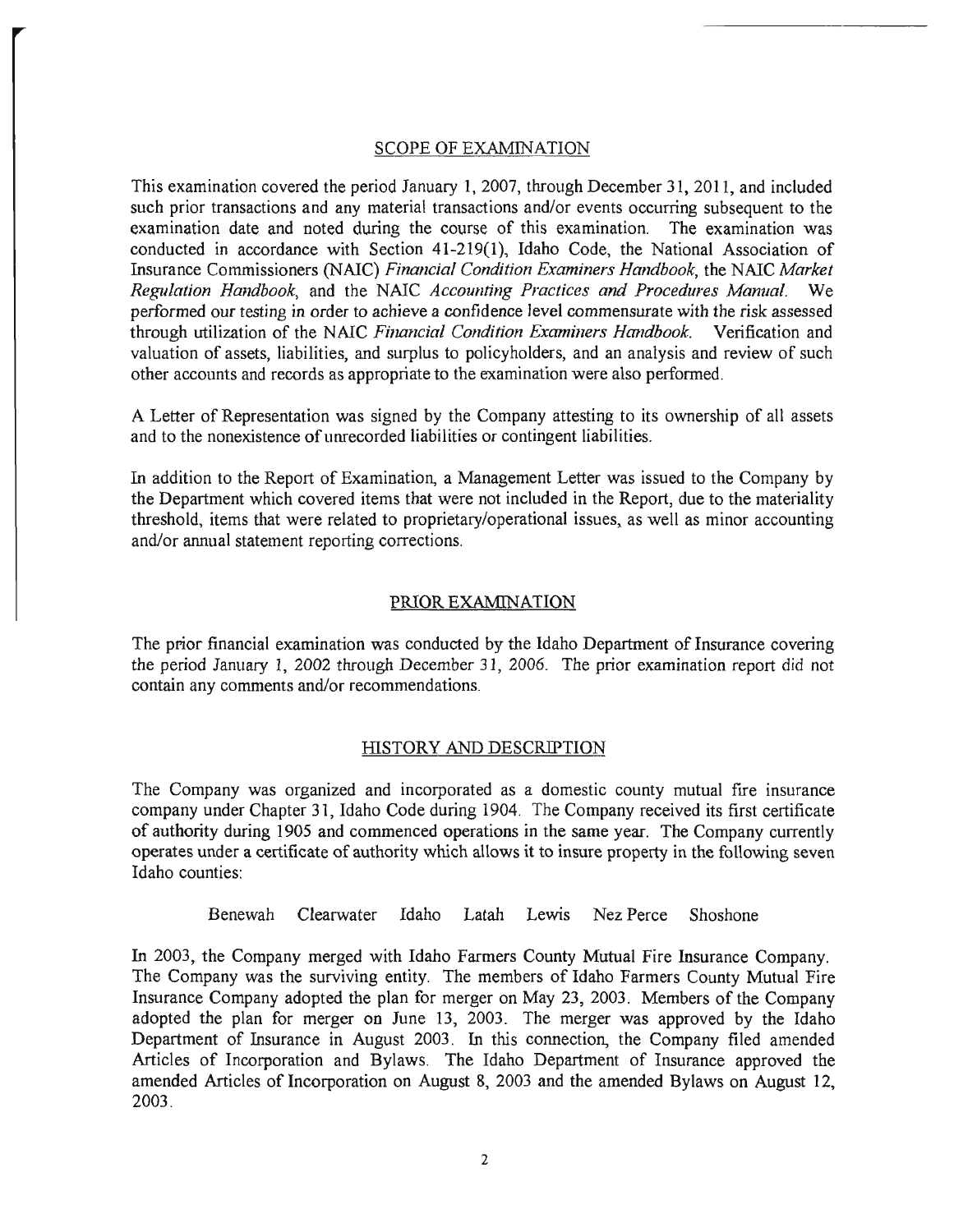## SCOPE OF EXAMINATION

This examination covered the period January 1, 2007, through December 31, 2011, and included such prior transactions and any material transactions and/or events occurring subsequent to the examination date and noted during the course of this examination. The examination was conducted in accordance with Section 41-219(1), Idaho Code, the National Association of Insurance Commissioners (NAIC) *Financial Condition Examiners Handbook*, the NAIC *Market Regulation Handbook*, and the NAIC *Accounting Practices and Procedures Manual*. We performed our testing in order to achieve a confidence level commensurate with the risk assessed through utilization of the NAIC *Financial Condition Examiners Handbook*. Verification and valuation of assets, liabilities, and surplus to policyholders, and an analysis and review of such other accounts and records as appropriate to the examination were also performed.

A Letter of Representation was signed by the Company attesting to its ownership of all assets and to the nonexistence of unrecorded liabilities or contingent liabilities.

In addition to the Report of Examination, a Management Letter was issued to the Company by the Department which covered items that were not included in the Report, due to the materiality threshold, items that were related to proprietary/operational issues, as well as minor accounting and/or annual statement reporting corrections.

## PRIOR EXAMINATION

The prior financial examination was conducted by the Idaho Department of Insurance covering the period January 1, 2002 through December 31, 2006. The prior examination report did not contain any comments and/or recommendations.

## HISTORY AND DESCRIPTION

The Company was organized and incorporated as a domestic county mutual fire insurance company under Chapter 31, Idaho Code during 1904. The Company received its first certificate of authority during 1905 and commenced operations in the same year. The Company currently operates under a certificate of authority which allows it to insure property in the following seven Idaho counties:

Benewah Clearwater Idaho Latah Lewis Nez Perce Shoshone

In 2003, the Company merged with Idaho Farmers County Mutual Fire Insurance Company. The Company was the surviving entity. The members of Idaho Farmers County Mutual Fire Insurance Company adopted the plan for merger on May 23, 2003. Members of the Company adopted the plan for merger on June 13, 2003. The merger was approved by the Idaho Department of Insurance in August 2003. In this connection, the Company filed amended Articles of Incorporation and Bylaws. The Idaho Department of Insurance approved the amended Articles of Incorporation on August 8, 2003 and the amended Bylaws on August 12, 2003.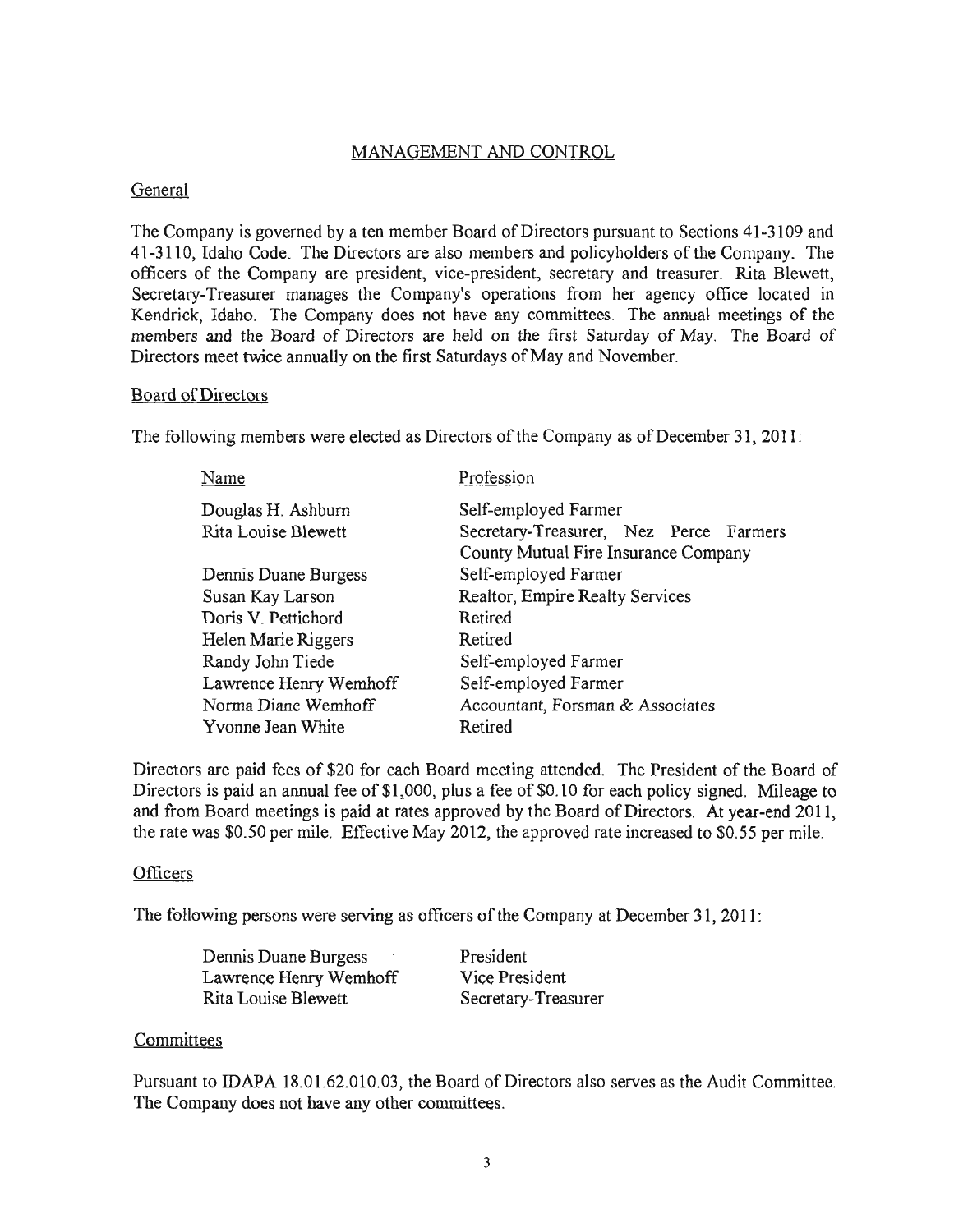## MANAGEMENT AND CONTROL

### General

The Company is governed by a ten member Board of Directors pursuant to Sections 41-3109 and 41-3110, Idaho Code. The Directors are also members and policyholders of the Company. The officers of the Company are president, vice-president, secretary and treasurer. Rita Blewett, Secretary-Treasurer manages the Company's operations from her agency office located in Kendrick, Idaho. The Company does not have any committees. The annual meetings of the members and the Board of Directors are held on the first Saturday of May. The Board of Directors meet twice annually on the first Saturdays of May and November.

### Board of Directors

The following members were elected as Directors of the Company as of December 31, 2011:

| Name | Profession |
|---|---|
| Douglas H. Ashburn | Self-employed Farmer |
| Rita Louise Blewett | Secretary-Treasurer, Nez Perce Farmers County Mutual Fire Insurance Company |
| Dennis Duane Burgess | Self-employed Farmer |
| Susan Kay Larson | Realtor, Empire Realty Services |
| Doris V. Pettichord | Retired |
| Helen Marie Riggers | Retired |
| Randy John Tiede | Self-employed Farmer |
| Lawrence Henry Wemhoff | Self-employed Farmer |
| Norma Diane Wemhoff | Accountant, Forsman & Associates |
| Yvonne Jean White | Retired |

Directors are paid fees of $20 for each Board meeting attended. The President of the Board of Directors is paid an annual fee of $1,000, plus a fee of $0.10 for each policy signed. Mileage to and from Board meetings is paid at rates approved by the Board of Directors. At year-end 2011, the rate was $0.50 per mile. Effective May 2012, the approved rate increased to $0.55 per mile.

### Officers

The following persons were serving as officers of the Company at December 31, 2011:

| | |
|---|---|
| Dennis Duane Burgess | President |
| Lawrence Henry Wemhoff | Vice President |
| Rita Louise Blewett | Secretary-Treasurer |

### Committees

Pursuant to IDAPA 18.01.62.010.03, the Board of Directors also serves as the Audit Committee. The Company does not have any other committees.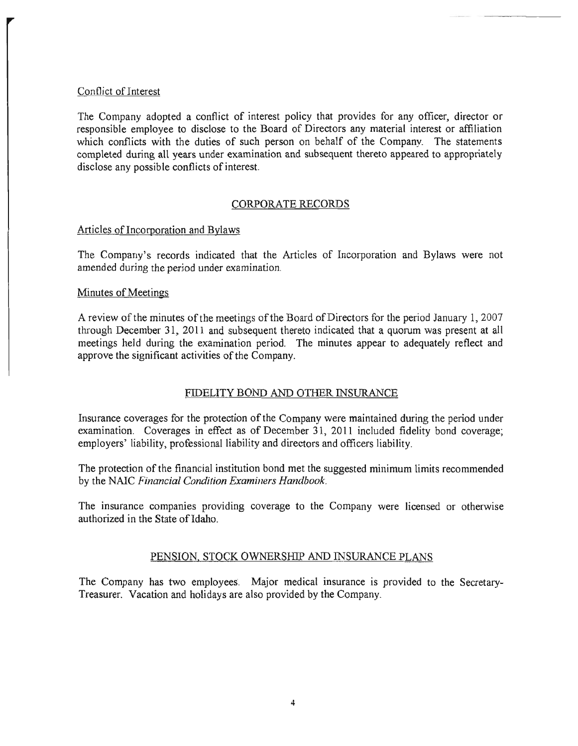Conflict of Interest

The Company adopted a conflict of interest policy that provides for any officer, director or responsible employee to disclose to the Board of Directors any material interest or affiliation which conflicts with the duties of such person on behalf of the Company. The statements completed during all years under examination and subsequent thereto appeared to appropriately disclose any possible conflicts of interest.

## CORPORATE RECORDS

Articles of Incorporation and Bylaws

The Company's records indicated that the Articles of Incorporation and Bylaws were not amended during the period under examination.

Minutes of Meetings

A review of the minutes of the meetings of the Board of Directors for the period January 1, 2007 through December 31, 2011 and subsequent thereto indicated that a quorum was present at all meetings held during the examination period. The minutes appear to adequately reflect and approve the significant activities of the Company.

## FIDELITY BOND AND OTHER INSURANCE

Insurance coverages for the protection of the Company were maintained during the period under examination. Coverages in effect as of December 31, 2011 included fidelity bond coverage; employers' liability, professional liability and directors and officers liability.

The protection of the financial institution bond met the suggested minimum limits recommended by the NAIC *Financial Condition Examiners Handbook*.

The insurance companies providing coverage to the Company were licensed or otherwise authorized in the State of Idaho.

## PENSION, STOCK OWNERSHIP AND INSURANCE PLANS

The Company has two employees. Major medical insurance is provided to the Secretary-Treasurer. Vacation and holidays are also provided by the Company.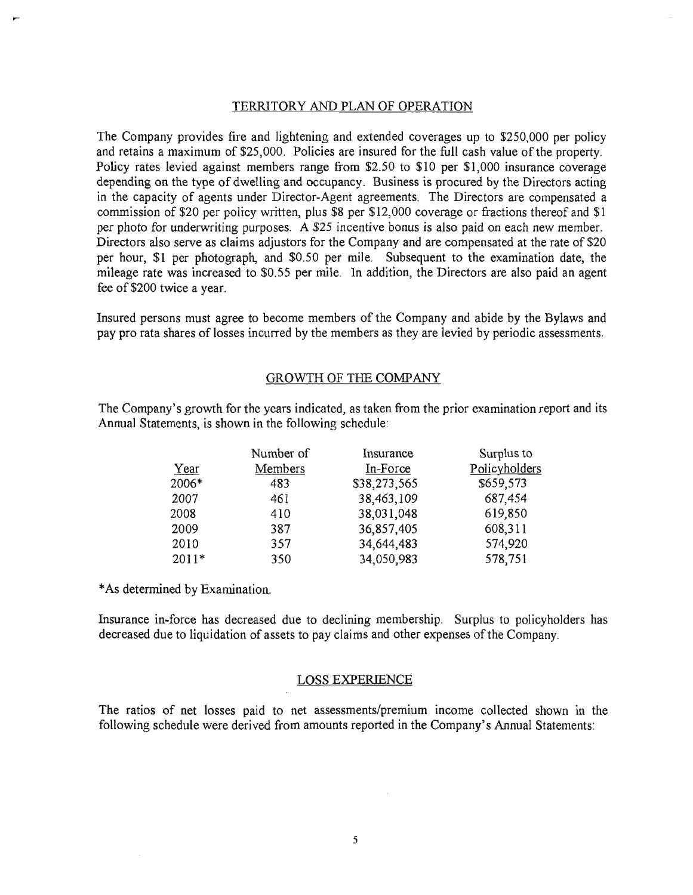## TERRITORY AND PLAN OF OPERATION

The Company provides fire and lightening and extended coverages up to $250,000 per policy and retains a maximum of $25,000. Policies are insured for the full cash value of the property. Policy rates levied against members range from $2.50 to $10 per $1,000 insurance coverage depending on the type of dwelling and occupancy. Business is procured by the Directors acting in the capacity of agents under Director-Agent agreements. The Directors are compensated a commission of $20 per policy written, plus $8 per $12,000 coverage or fractions thereof and $1 per photo for underwriting purposes. A $25 incentive bonus is also paid on each new member. Directors also serve as claims adjustors for the Company and are compensated at the rate of $20 per hour, $1 per photograph, and $0.50 per mile. Subsequent to the examination date, the mileage rate was increased to $0.55 per mile. In addition, the Directors are also paid an agent fee of $200 twice a year.

Insured persons must agree to become members of the Company and abide by the Bylaws and pay pro rata shares of losses incurred by the members as they are levied by periodic assessments.

## GROWTH OF THE COMPANY

The Company's growth for the years indicated, as taken from the prior examination report and its Annual Statements, is shown in the following schedule:

| Year | Number of Members | Insurance In-Force | Surplus to Policyholders |
|---|---|---|---|
| 2006* | 483 | $38,273,565 | $659,573 |
| 2007 | 461 | 38,463,109 | 687,454 |
| 2008 | 410 | 38,031,048 | 619,850 |
| 2009 | 387 | 36,857,405 | 608,311 |
| 2010 | 357 | 34,644,483 | 574,920 |
| 2011* | 350 | 34,050,983 | 578,751 |

*As determined by Examination.

Insurance in-force has decreased due to declining membership. Surplus to policyholders has decreased due to liquidation of assets to pay claims and other expenses of the Company.

## LOSS EXPERIENCE

The ratios of net losses paid to net assessments/premium income collected shown in the following schedule were derived from amounts reported in the Company's Annual Statements: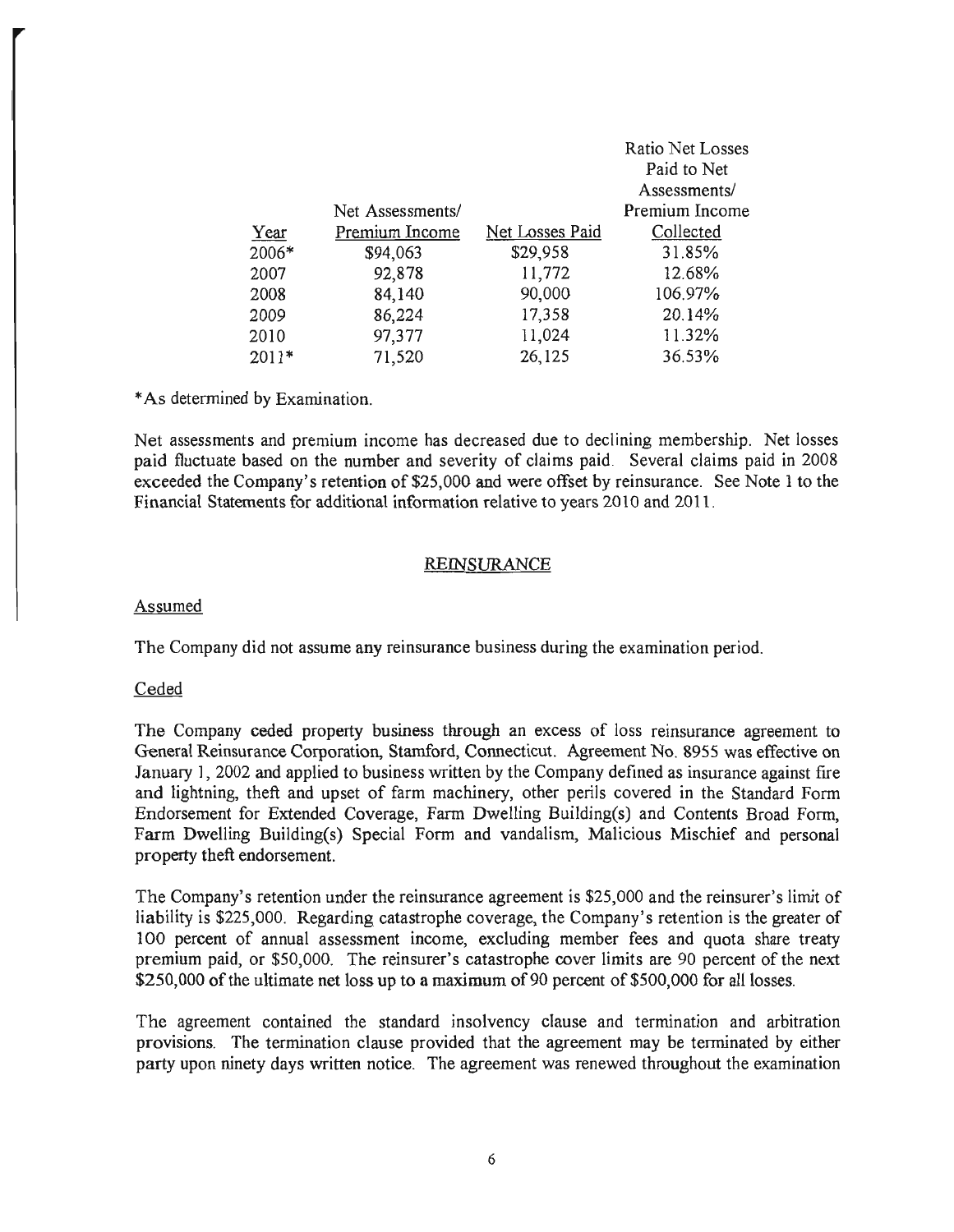| Year | Net Assessments/ Premium Income | Net Losses Paid | Ratio Net Losses Paid to Net Assessments/ Premium Income Collected |
|---|---|---|---|
| 2006* | $94,063 | $29,958 | 31.85% |
| 2007 | 92,878 | 11,772 | 12.68% |
| 2008 | 84,140 | 90,000 | 106.97% |
| 2009 | 86,224 | 17,358 | 20.14% |
| 2010 | 97,377 | 11,024 | 11.32% |
| 2011* | 71,520 | 26,125 | 36.53% |

*As determined by Examination.

Net assessments and premium income has decreased due to declining membership. Net losses paid fluctuate based on the number and severity of claims paid. Several claims paid in 2008 exceeded the Company's retention of $25,000 and were offset by reinsurance. See Note 1 to the Financial Statements for additional information relative to years 2010 and 2011.

## REINSURANCE

### Assumed

The Company did not assume any reinsurance business during the examination period.

### Ceded

The Company ceded property business through an excess of loss reinsurance agreement to General Reinsurance Corporation, Stamford, Connecticut. Agreement No. 8955 was effective on January 1, 2002 and applied to business written by the Company defined as insurance against fire and lightning, theft and upset of farm machinery, other perils covered in the Standard Form Endorsement for Extended Coverage, Farm Dwelling Building(s) and Contents Broad Form, Farm Dwelling Building(s) Special Form and vandalism, Malicious Mischief and personal property theft endorsement.

The Company's retention under the reinsurance agreement is $25,000 and the reinsurer's limit of liability is $225,000. Regarding catastrophe coverage, the Company's retention is the greater of 100 percent of annual assessment income, excluding member fees and quota share treaty premium paid, or $50,000. The reinsurer's catastrophe cover limits are 90 percent of the next $250,000 of the ultimate net loss up to a maximum of 90 percent of $500,000 for all losses.

The agreement contained the standard insolvency clause and termination and arbitration provisions. The termination clause provided that the agreement may be terminated by either party upon ninety days written notice. The agreement was renewed throughout the examination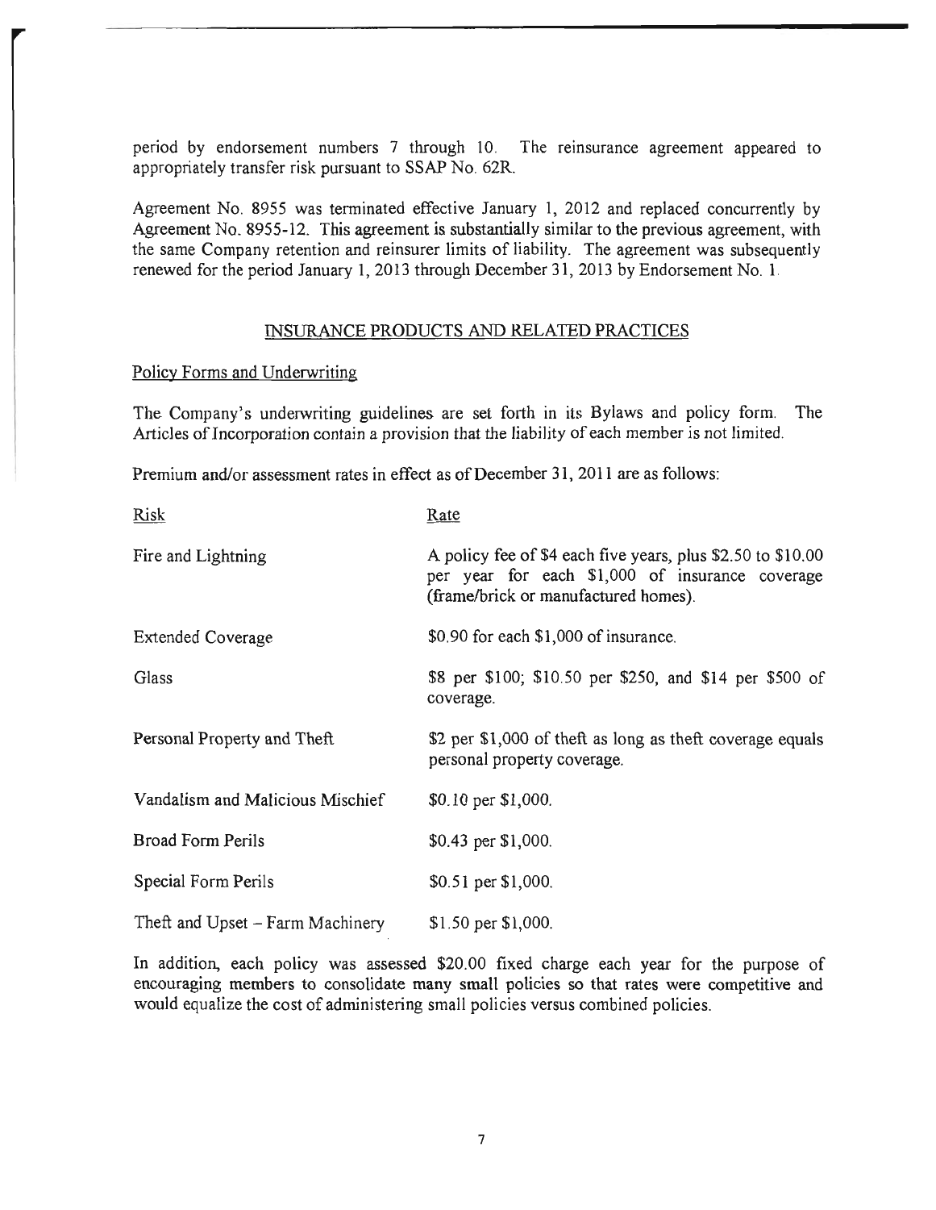period by endorsement numbers 7 through 10. The reinsurance agreement appeared to appropriately transfer risk pursuant to SSAP No. 62R.

Agreement No. 8955 was terminated effective January 1, 2012 and replaced concurrently by Agreement No. 8955-12. This agreement is substantially similar to the previous agreement, with the same Company retention and reinsurer limits of liability. The agreement was subsequently renewed for the period January 1, 2013 through December 31, 2013 by Endorsement No. 1.

## INSURANCE PRODUCTS AND RELATED PRACTICES

### Policy Forms and Underwriting

The Company's underwriting guidelines are set forth in its Bylaws and policy form. The Articles of Incorporation contain a provision that the liability of each member is not limited.

Premium and/or assessment rates in effect as of December 31, 2011 are as follows:

| Risk | Rate |
|---|---|
| Fire and Lightning | A policy fee of $4 each five years, plus $2.50 to $10.00 per year for each $1,000 of insurance coverage (frame/brick or manufactured homes). |
| Extended Coverage | $0.90 for each $1,000 of insurance. |
| Glass | $8 per $100; $10.50 per $250, and $14 per $500 of coverage. |
| Personal Property and Theft | $2 per $1,000 of theft as long as theft coverage equals personal property coverage. |
| Vandalism and Malicious Mischief | $0.10 per $1,000. |
| Broad Form Perils | $0.43 per $1,000. |
| Special Form Perils | $0.51 per $1,000. |
| Theft and Upset – Farm Machinery | $1.50 per $1,000. |

In addition, each policy was assessed $20.00 fixed charge each year for the purpose of encouraging members to consolidate many small policies so that rates were competitive and would equalize the cost of administering small policies versus combined policies.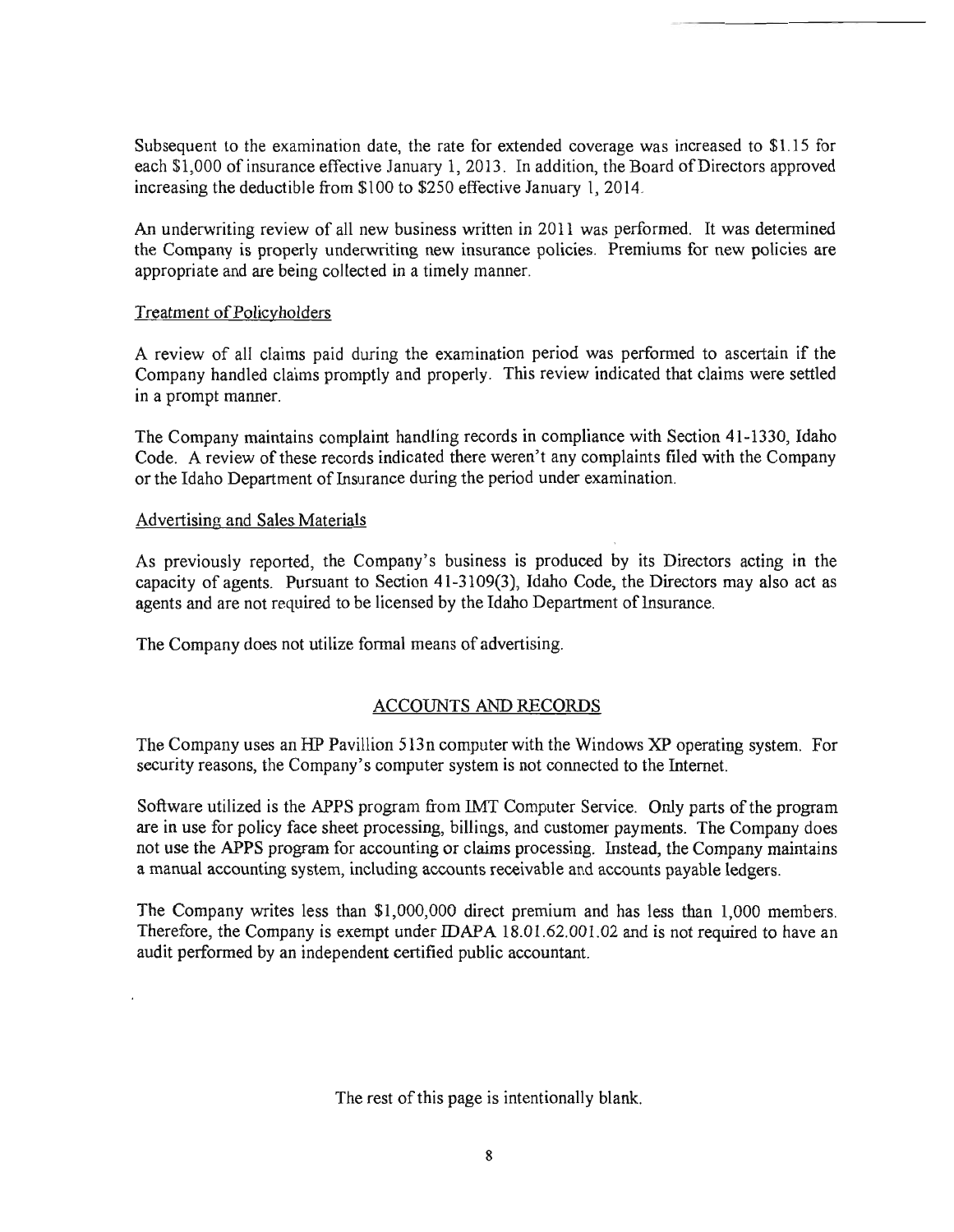Subsequent to the examination date, the rate for extended coverage was increased to $1.15 for each $1,000 of insurance effective January 1, 2013. In addition, the Board of Directors approved increasing the deductible from $100 to $250 effective January 1, 2014.

An underwriting review of all new business written in 2011 was performed. It was determined the Company is properly underwriting new insurance policies. Premiums for new policies are appropriate and are being collected in a timely manner.

Treatment of Policyholders

A review of all claims paid during the examination period was performed to ascertain if the Company handled claims promptly and properly. This review indicated that claims were settled in a prompt manner.

The Company maintains complaint handling records in compliance with Section 41-1330, Idaho Code. A review of these records indicated there weren't any complaints filed with the Company or the Idaho Department of Insurance during the period under examination.

Advertising and Sales Materials

As previously reported, the Company's business is produced by its Directors acting in the capacity of agents. Pursuant to Section 41-3109(3), Idaho Code, the Directors may also act as agents and are not required to be licensed by the Idaho Department of Insurance.

The Company does not utilize formal means of advertising.

## ACCOUNTS AND RECORDS

The Company uses an HP Pavillion 513n computer with the Windows XP operating system. For security reasons, the Company's computer system is not connected to the Internet.

Software utilized is the APPS program from IMT Computer Service. Only parts of the program are in use for policy face sheet processing, billings, and customer payments. The Company does not use the APPS program for accounting or claims processing. Instead, the Company maintains a manual accounting system, including accounts receivable and accounts payable ledgers.

The Company writes less than $1,000,000 direct premium and has less than 1,000 members. Therefore, the Company is exempt under IDAPA 18.01.62.001.02 and is not required to have an audit performed by an independent certified public accountant.

The rest of this page is intentionally blank.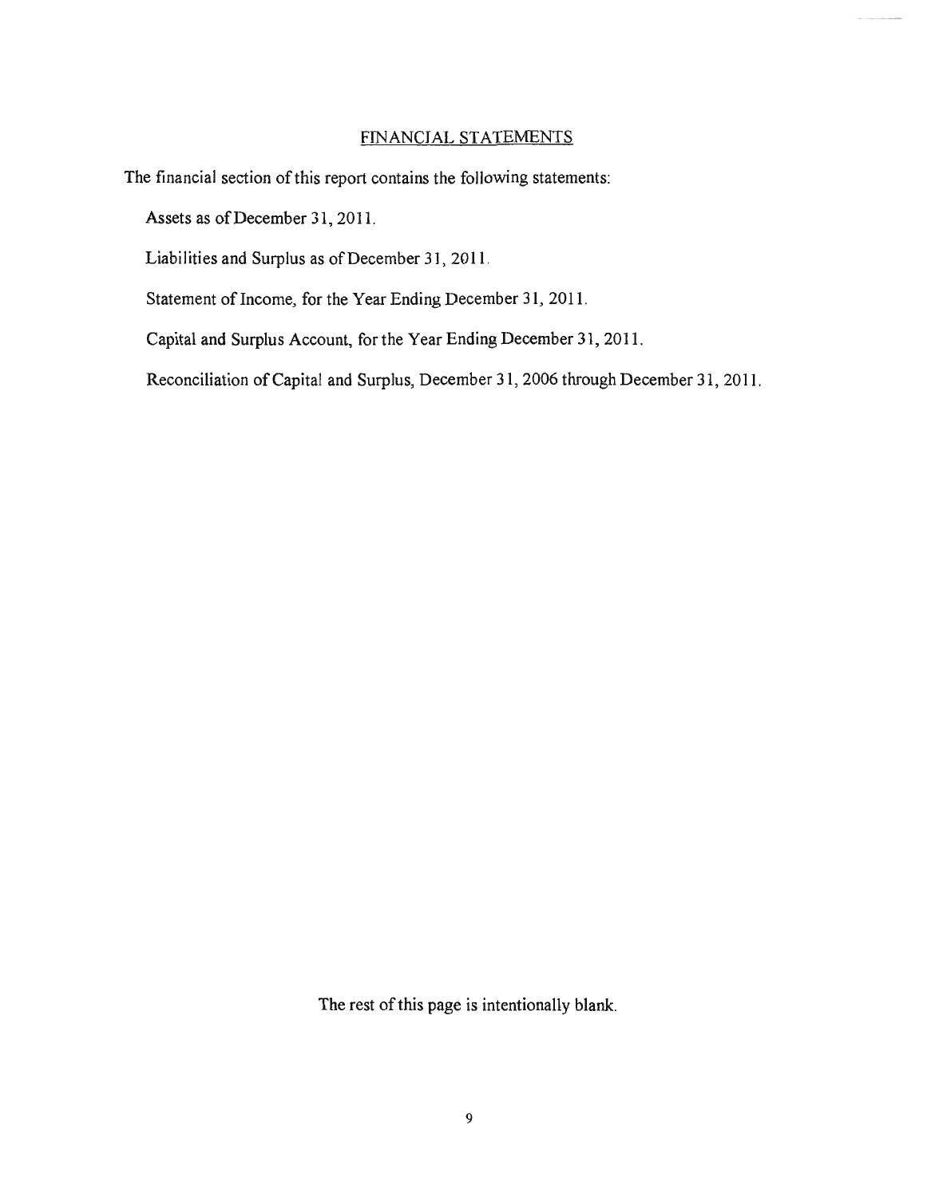## FINANCIAL STATEMENTS

The financial section of this report contains the following statements:

Assets as of December 31, 2011.

Liabilities and Surplus as of December 31, 2011.

Statement of Income, for the Year Ending December 31, 2011.

Capital and Surplus Account, for the Year Ending December 31, 2011.

Reconciliation of Capital and Surplus, December 31, 2006 through December 31, 2011.

The rest of this page is intentionally blank.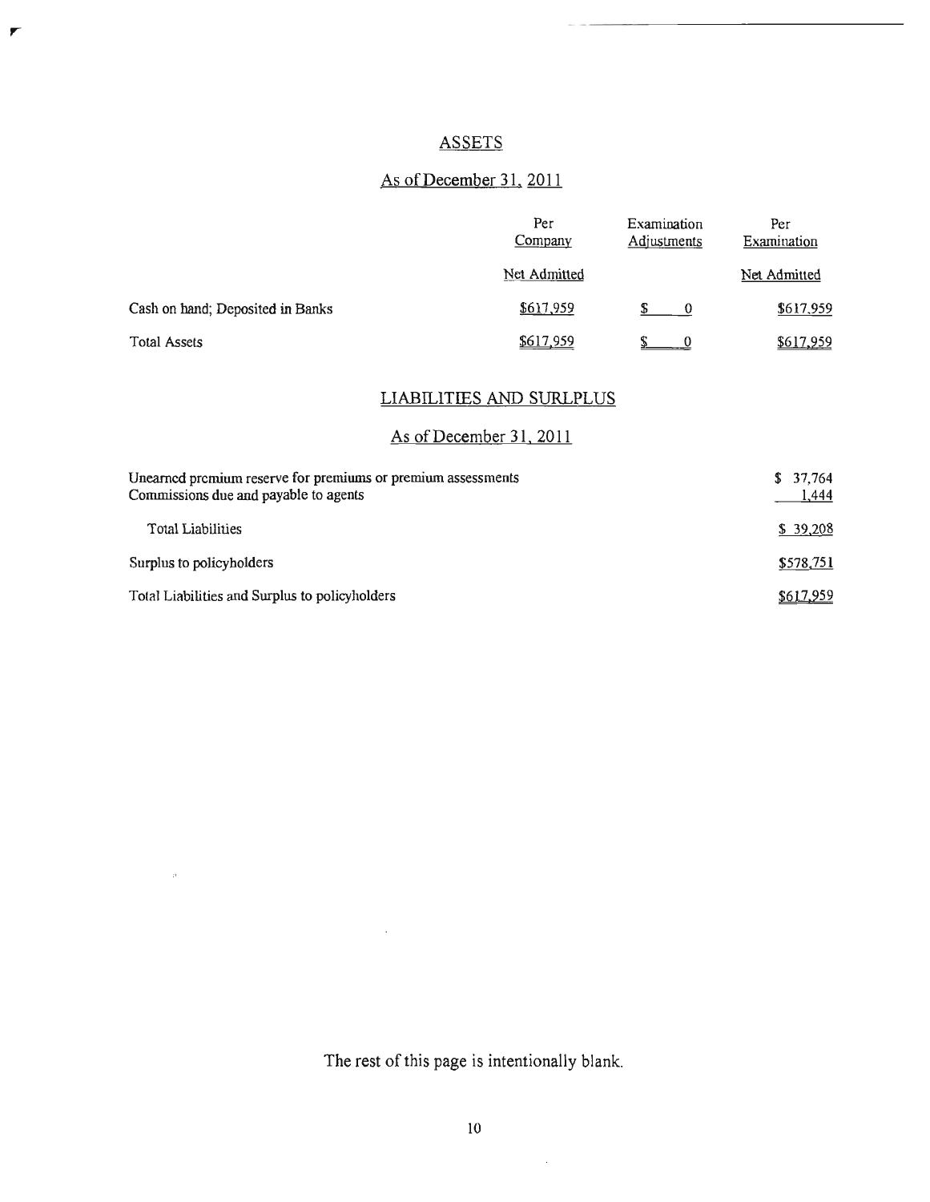## ASSETS

### As of December 31, 2011

| | Per Company | Examination Adjustments | Per Examination |
|---|---|---|---|
| | Net Admitted | | Net Admitted |
| Cash on hand; Deposited in Banks | $617,959 | $ 0 | $617,959 |
| Total Assets | $617,959 | $ 0 | $617,959 |

## LIABILITIES AND SURLPLUS

### As of December 31, 2011

| | |
|---|---|
| Unearned premium reserve for premiums or premium assessments | $ 37,764 |
| Commissions due and payable to agents | 1,444 |
| Total Liabilities | $ 39,208 |
| Surplus to policyholders | $578,751 |
| Total Liabilities and Surplus to policyholders | $617,959 |

The rest of this page is intentionally blank.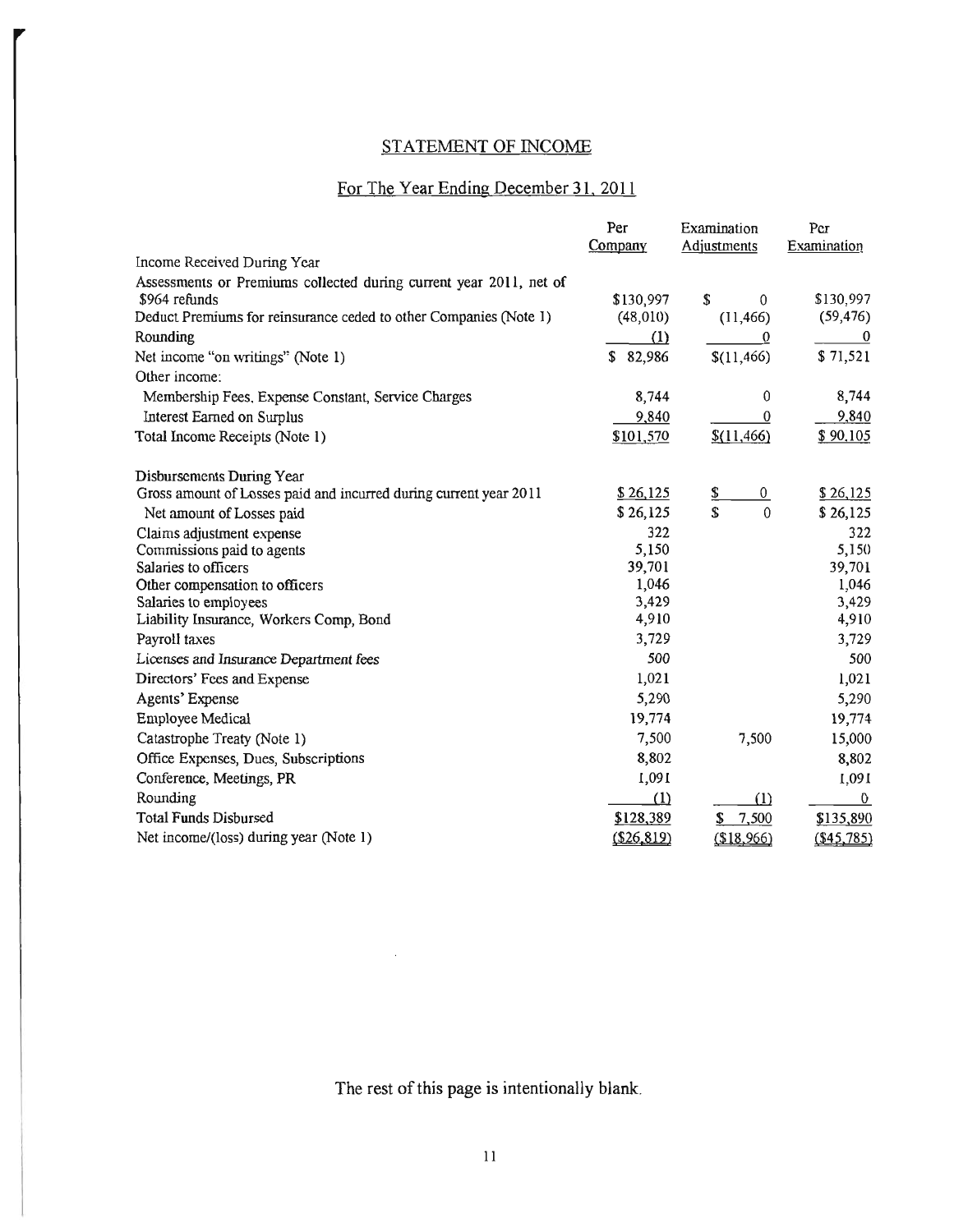# STATEMENT OF INCOME

## For The Year Ending December 31, 2011

| | Per Company | Examination Adjustments | Per Examination |
|---|---|---|---|
| Income Received During Year | | | |
| Assessments or Premiums collected during current year 2011, net of $964 refunds | $130,997 | $ 0 | $130,997 |
| Deduct Premiums for reinsurance ceded to other Companies (Note 1) | (48,010) | (11,466) | (59,476) |
| Rounding | (1) | 0 | 0 |
| Net income "on writings" (Note 1) | $ 82,986 | $(11,466) | $ 71,521 |
| Other income: | | | |
| Membership Fees, Expense Constant, Service Charges | 8,744 | 0 | 8,744 |
| Interest Earned on Surplus | 9,840 | 0 | 9,840 |
| Total Income Receipts (Note 1) | $101,570 | $(11,466) | $ 90,105 |
| Disbursements During Year | | | |
| Gross amount of Losses paid and incurred during current year 2011 | $ 26,125 | $ 0 | $ 26,125 |
| Net amount of Losses paid | $ 26,125 | $ 0 | $ 26,125 |
| Claims adjustment expense | 322 | | 322 |
| Commissions paid to agents | 5,150 | | 5,150 |
| Salaries to officers | 39,701 | | 39,701 |
| Other compensation to officers | 1,046 | | 1,046 |
| Salaries to employees | 3,429 | | 3,429 |
| Liability Insurance, Workers Comp, Bond | 4,910 | | 4,910 |
| Payroll taxes | 3,729 | | 3,729 |
| Licenses and Insurance Department fees | 500 | | 500 |
| Directors' Fees and Expense | 1,021 | | 1,021 |
| Agents' Expense | 5,290 | | 5,290 |
| Employee Medical | 19,774 | | 19,774 |
| Catastrophe Treaty (Note 1) | 7,500 | 7,500 | 15,000 |
| Office Expenses, Dues, Subscriptions | 8,802 | | 8,802 |
| Conference, Meetings, PR | 1,091 | | 1,091 |
| Rounding | (1) | (1) | 0 |
| Total Funds Disbursed | $128,389 | $ 7,500 | $135,890 |
| Net income/(loss) during year (Note 1) | ($26,819) | ($18,966) | ($45,785) |

The rest of this page is intentionally blank.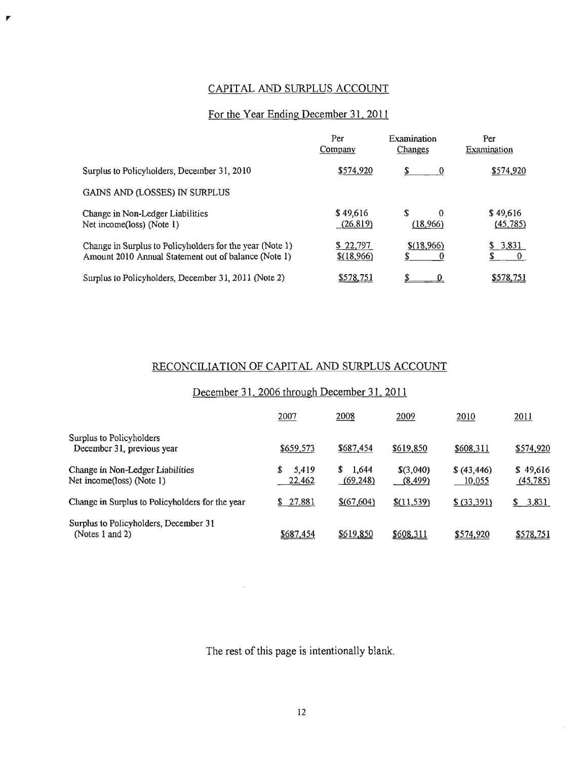## CAPITAL AND SURPLUS ACCOUNT

### For the Year Ending December 31, 2011

| | Per Company | Examination Changes | Per Examination |
|---|---|---|---|
| Surplus to Policyholders, December 31, 2010 | $574,920 | $ 0 | $574,920 |
| GAINS AND (LOSSES) IN SURPLUS | | | |
| Change in Non-Ledger Liabilities | $ 49,616 | $ 0 | $ 49,616 |
| Net income(loss) (Note 1) | (26,819) | (18,966) | (45,785) |
| Change in Surplus to Policyholders for the year (Note 1) | $ 22,797 | $(18,966) | $ 3,831 |
| Amount 2010 Annual Statement out of balance (Note 1) | $(18,966) | $ 0 | $ 0 |
| Surplus to Policyholders, December 31, 2011 (Note 2) | $578,751 | $ 0 | $578,751 |

## RECONCILIATION OF CAPITAL AND SURPLUS ACCOUNT

### December 31, 2006 through December 31, 2011

| | 2007 | 2008 | 2009 | 2010 | 2011 |
|---|---|---|---|---|---|
| Surplus to Policyholders December 31, previous year | $659,573 | $687,454 | $619,850 | $608,311 | $574,920 |
| Change in Non-Ledger Liabilities | $ 5,419 | $ 1,644 | $(3,040) | $ (43,446) | $ 49,616 |
| Net income(loss) (Note 1) | 22,462 | (69,248) | (8,499) | 10,055 | (45,785) |
| Change in Surplus to Policyholders for the year | $ 27,881 | $(67,604) | $(11,539) | $ (33,391) | $ 3,831 |
| Surplus to Policyholders, December 31 (Notes 1 and 2) | $687,454 | $619,850 | $608,311 | $574,920 | $578,751 |

The rest of this page is intentionally blank.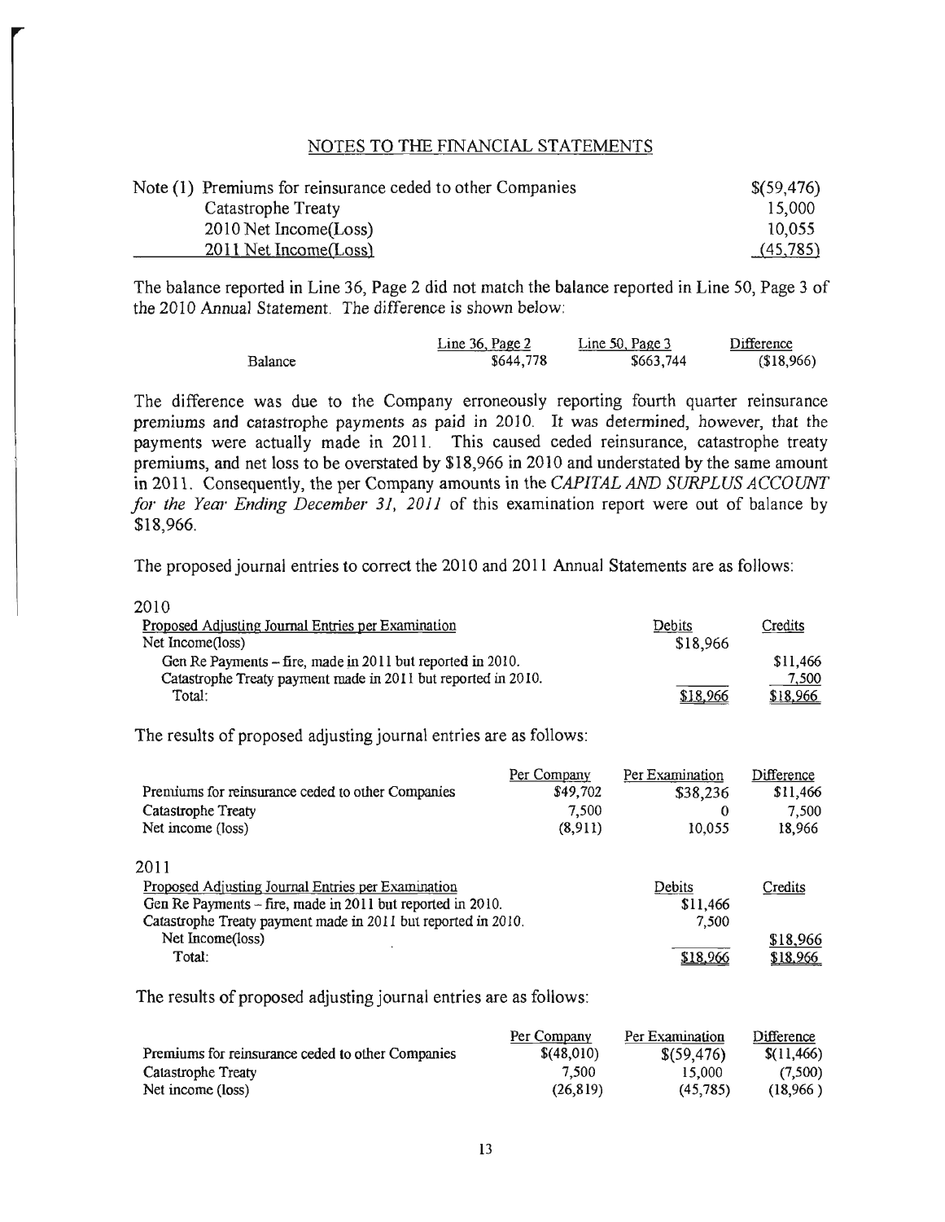## NOTES TO THE FINANCIAL STATEMENTS

| | | |
|---|---|---|
| Note (1) | Premiums for reinsurance ceded to other Companies | $(59,476) |
| | Catastrophe Treaty | 15,000 |
| | 2010 Net Income(Loss) | 10,055 |
| | 2011 Net Income(Loss) | (45,785) |

The balance reported in Line 36, Page 2 did not match the balance reported in Line 50, Page 3 of the 2010 Annual Statement. The difference is shown below:

| | Line 36, Page 2 | Line 50, Page 3 | Difference |
|---|---|---|---|
| Balance | $644,778 | $663,744 | ($18,966) |

The difference was due to the Company erroneously reporting fourth quarter reinsurance premiums and catastrophe payments as paid in 2010. It was determined, however, that the payments were actually made in 2011. This caused ceded reinsurance, catastrophe treaty premiums, and net loss to be overstated by $18,966 in 2010 and understated by the same amount in 2011. Consequently, the per Company amounts in the *CAPITAL AND SURPLUS ACCOUNT for the Year Ending December 31, 2011* of this examination report were out of balance by $18,966.

The proposed journal entries to correct the 2010 and 2011 Annual Statements are as follows:

2010

| Proposed Adjusting Journal Entries per Examination | Debits | Credits |
|---|---|---|
| Net Income(loss) | $18,966 | |
| Gen Re Payments – fire, made in 2011 but reported in 2010. | | $11,466 |
| Catastrophe Treaty payment made in 2011 but reported in 2010. | | 7,500 |
| Total: | $18,966 | $18,966 |

The results of proposed adjusting journal entries are as follows:

| | Per Company | Per Examination | Difference |
|---|---|---|---|
| Premiums for reinsurance ceded to other Companies | $49,702 | $38,236 | $11,466 |
| Catastrophe Treaty | 7,500 | 0 | 7,500 |
| Net income (loss) | (8,911) | 10,055 | 18,966 |

2011

| Proposed Adjusting Journal Entries per Examination | Debits | Credits |
|---|---|---|
| Gen Re Payments – fire, made in 2011 but reported in 2010. | $11,466 | |
| Catastrophe Treaty payment made in 2011 but reported in 2010. | 7,500 | |
| Net Income(loss) | | $18,966 |
| Total: | $18,966 | $18,966 |

The results of proposed adjusting journal entries are as follows:

| | Per Company | Per Examination | Difference |
|---|---|---|---|
| Premiums for reinsurance ceded to other Companies | $(48,010) | $(59,476) | $(11,466) |
| Catastrophe Treaty | 7,500 | 15,000 | (7,500) |
| Net income (loss) | (26,819) | (45,785) | (18,966 ) |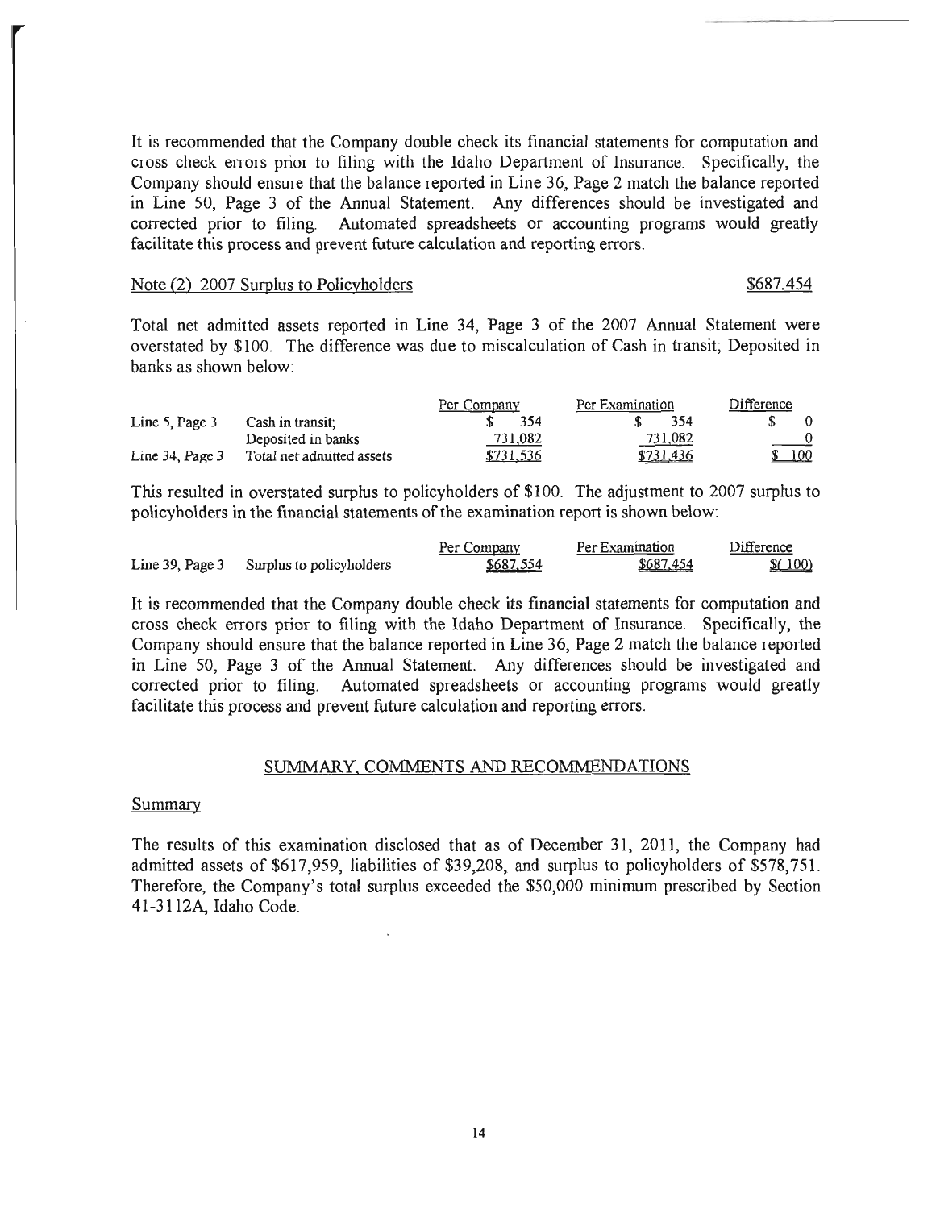It is recommended that the Company double check its financial statements for computation and cross check errors prior to filing with the Idaho Department of Insurance. Specifically, the Company should ensure that the balance reported in Line 36, Page 2 match the balance reported in Line 50, Page 3 of the Annual Statement. Any differences should be investigated and corrected prior to filing. Automated spreadsheets or accounting programs would greatly facilitate this process and prevent future calculation and reporting errors.

Note (2) 2007 Surplus to Policyholders $687,454

Total net admitted assets reported in Line 34, Page 3 of the 2007 Annual Statement were overstated by $100. The difference was due to miscalculation of Cash in transit; Deposited in banks as shown below:

| | | Per Company | Per Examination | Difference |
|---|---|---|---|---|
| Line 5, Page 3 | Cash in transit; | $ 354 | $ 354 | $ 0 |
| | Deposited in banks | 731,082 | 731,082 | 0 |
| Line 34, Page 3 | Total net admitted assets | $731,536 | $731,436 | $ 100 |

This resulted in overstated surplus to policyholders of $100. The adjustment to 2007 surplus to policyholders in the financial statements of the examination report is shown below:

| | | Per Company | Per Examination | Difference |
|---|---|---|---|---|
| Line 39, Page 3 | Surplus to policyholders | $687,554 | $687,454 | $( 100) |

It is recommended that the Company double check its financial statements for computation and cross check errors prior to filing with the Idaho Department of Insurance. Specifically, the Company should ensure that the balance reported in Line 36, Page 2 match the balance reported in Line 50, Page 3 of the Annual Statement. Any differences should be investigated and corrected prior to filing. Automated spreadsheets or accounting programs would greatly facilitate this process and prevent future calculation and reporting errors.

## SUMMARY, COMMENTS AND RECOMMENDATIONS

### Summary

The results of this examination disclosed that as of December 31, 2011, the Company had admitted assets of $617,959, liabilities of $39,208, and surplus to policyholders of $578,751. Therefore, the Company's total surplus exceeded the $50,000 minimum prescribed by Section 41-3112A, Idaho Code.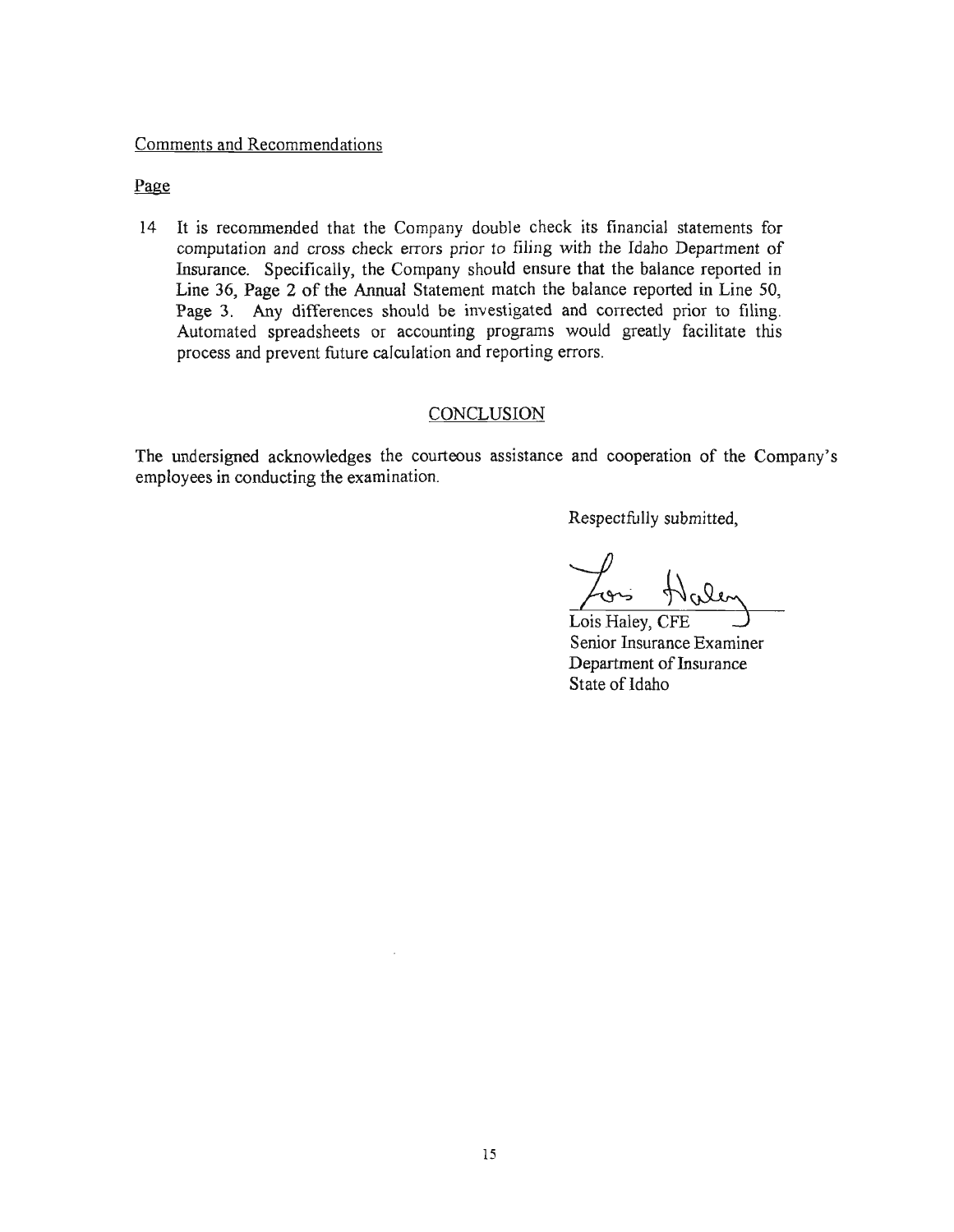Comments and Recommendations

Page

14 It is recommended that the Company double check its financial statements for computation and cross check errors prior to filing with the Idaho Department of Insurance. Specifically, the Company should ensure that the balance reported in Line 36, Page 2 of the Annual Statement match the balance reported in Line 50, Page 3. Any differences should be investigated and corrected prior to filing. Automated spreadsheets or accounting programs would greatly facilitate this process and prevent future calculation and reporting errors.

## CONCLUSION

The undersigned acknowledges the courteous assistance and cooperation of the Company's employees in conducting the examination.

Respectfully submitted,

Lois Haley, CFE
Senior Insurance Examiner
Department of Insurance
State of Idaho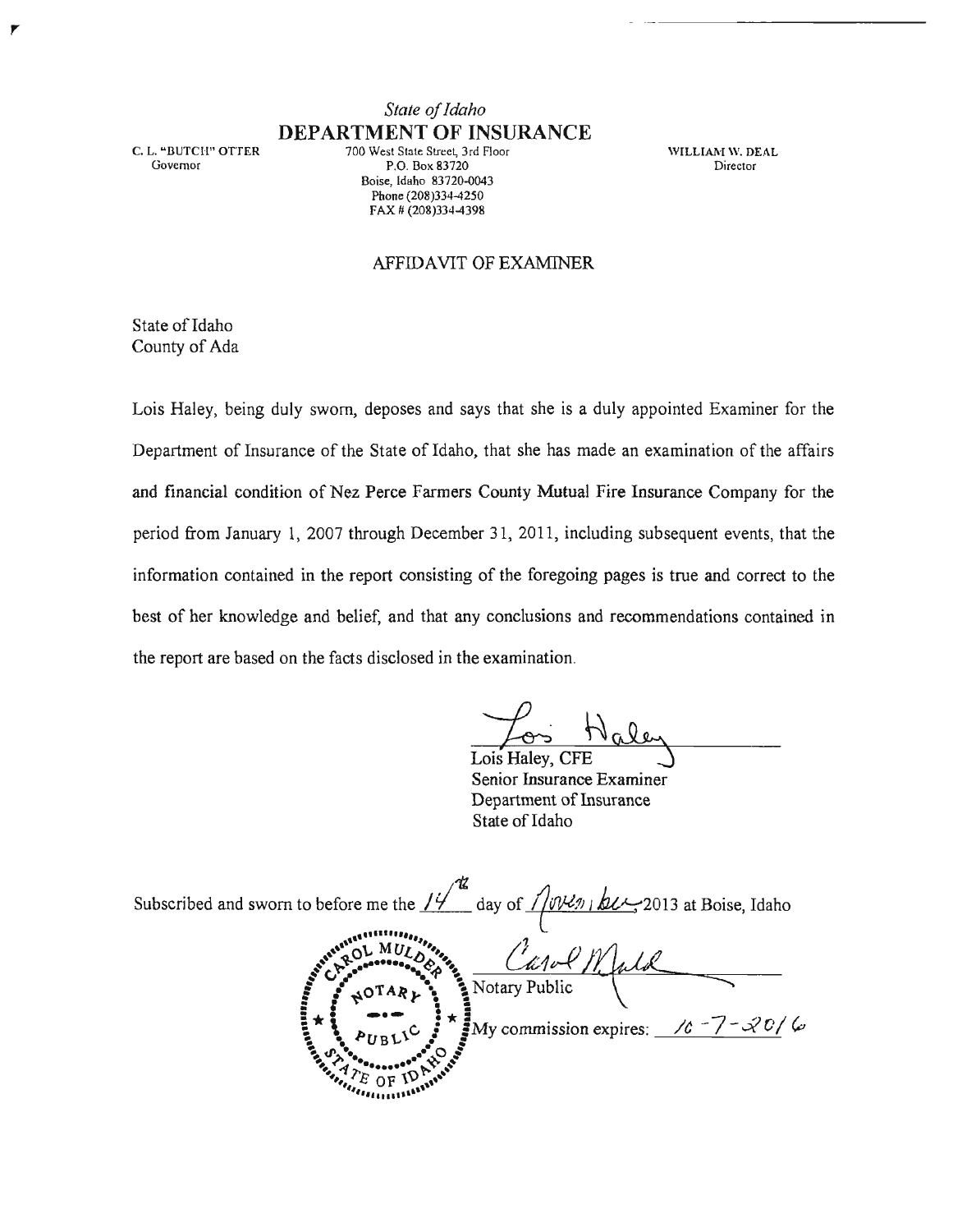*State of Idaho*
**DEPARTMENT OF INSURANCE**

C. L. "BUTCH" OTTER
Governor

700 West State Street, 3rd Floor
P.O. Box 83720
Boise, Idaho 83720-0043
Phone (208)334-4250
FAX # (208)334-4398

WILLIAM W. DEAL
Director

## AFFIDAVIT OF EXAMINER

State of Idaho
County of Ada

Lois Haley, being duly sworn, deposes and says that she is a duly appointed Examiner for the Department of Insurance of the State of Idaho, that she has made an examination of the affairs and financial condition of Nez Perce Farmers County Mutual Fire Insurance Company for the period from January 1, 2007 through December 31, 2011, including subsequent events, that the information contained in the report consisting of the foregoing pages is true and correct to the best of her knowledge and belief, and that any conclusions and recommendations contained in the report are based on the facts disclosed in the examination.

Lois Haley
Lois Haley, CFE
Senior Insurance Examiner
Department of Insurance
State of Idaho

Subscribed and sworn to before me the 14th day of November 2013 at Boise, Idaho

CAROL MULDER NOTARY PUBLIC STATE OF IDAHO

Carol Mulder
Notary Public

My commission expires: 10-7-2016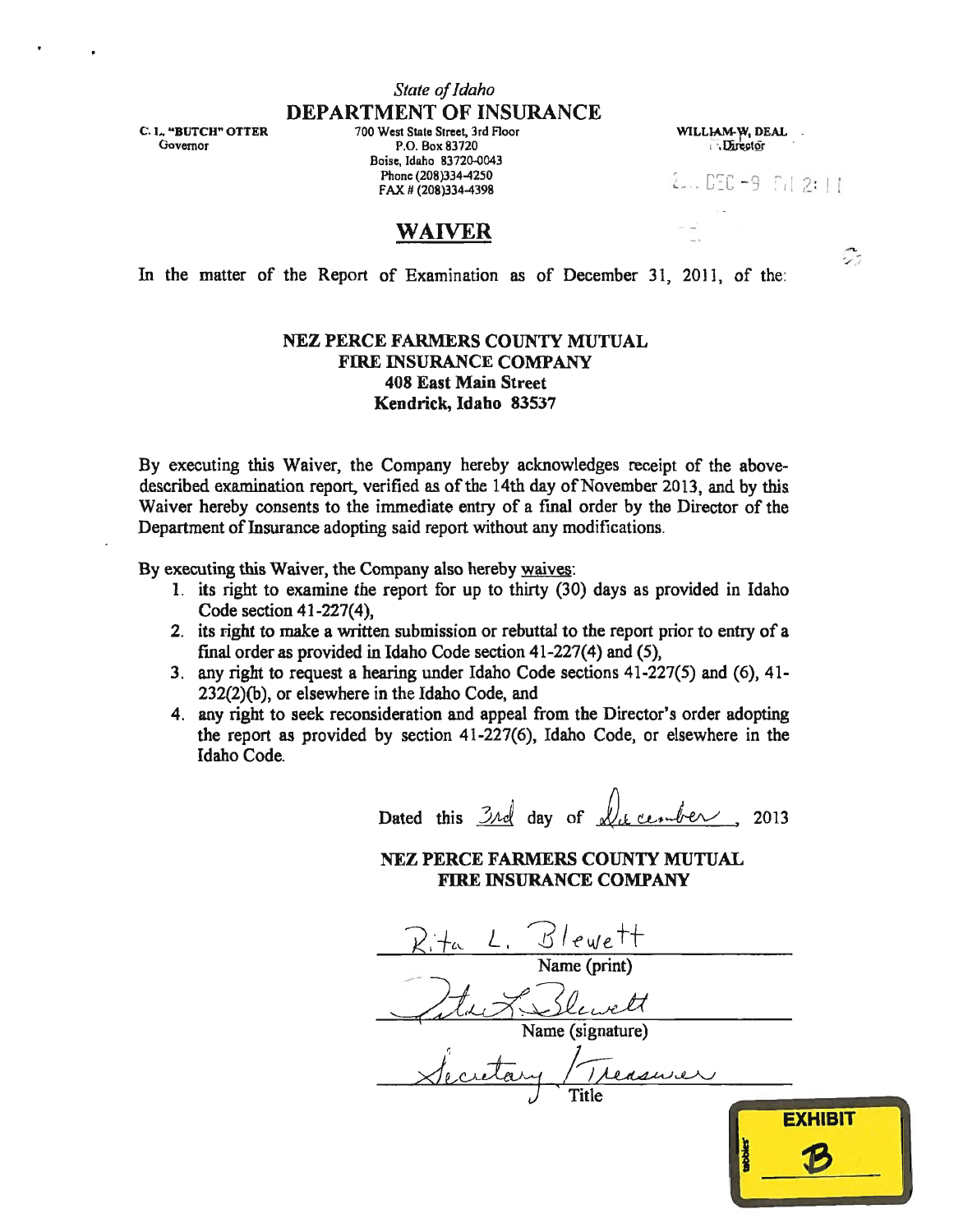*State of Idaho*

**DEPARTMENT OF INSURANCE**

C. L. "BUTCH" OTTER
Governor

700 West State Street, 3rd Floor
P.O. Box 83720
Boise, Idaho 83720-0043
Phone (208)334-4250
FAX # (208)334-4398

WILLIAM W. DEAL
Director

2... DEC -9 PM 2:11

## WAIVER

In the matter of the Report of Examination as of December 31, 2011, of the:

**NEZ PERCE FARMERS COUNTY MUTUAL**
**FIRE INSURANCE COMPANY**
**408 East Main Street**
**Kendrick, Idaho 83537**

By executing this Waiver, the Company hereby acknowledges receipt of the above-described examination report, verified as of the 14th day of November 2013, and by this Waiver hereby consents to the immediate entry of a final order by the Director of the Department of Insurance adopting said report without any modifications.

By executing this Waiver, the Company also hereby waives:

1. its right to examine the report for up to thirty (30) days as provided in Idaho Code section 41-227(4),
2. its right to make a written submission or rebuttal to the report prior to entry of a final order as provided in Idaho Code section 41-227(4) and (5),
3. any right to request a hearing under Idaho Code sections 41-227(5) and (6), 41-232(2)(b), or elsewhere in the Idaho Code, and
4. any right to seek reconsideration and appeal from the Director's order adopting the report as provided by section 41-227(6), Idaho Code, or elsewhere in the Idaho Code.

Dated this 3rd day of December, 2013

**NEZ PERCE FARMERS COUNTY MUTUAL**
**FIRE INSURANCE COMPANY**

Rita L. Blewett
Name (print)

Rita L. Blewett
Name (signature)

Secretary / Treasurer
Title

EXHIBIT
B